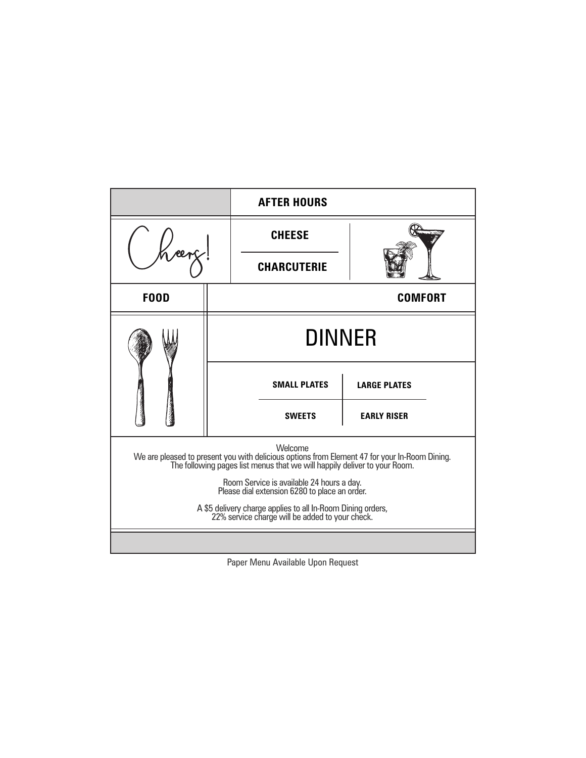**AFTER HOURS**

Cheers!

**CHEESE**

**CHARCUTERIE**

**FOOD**

**COMFORT**

# DINNER

**SMALL PLATES**

**LARGE PLATES**

**SWEETS**

**EARLY RISER**

Welcome

We are pleased to present you with delicious options from Element 47 for your In-Room Dining.
The following pages list menus that we will happily deliver to your Room.

Room Service is available 24 hours a day.
Please dial extension 6280 to place an order.

A $5 delivery charge applies to all In-Room Dining orders,
22% service charge will be added to your check.

Paper Menu Available Upon Request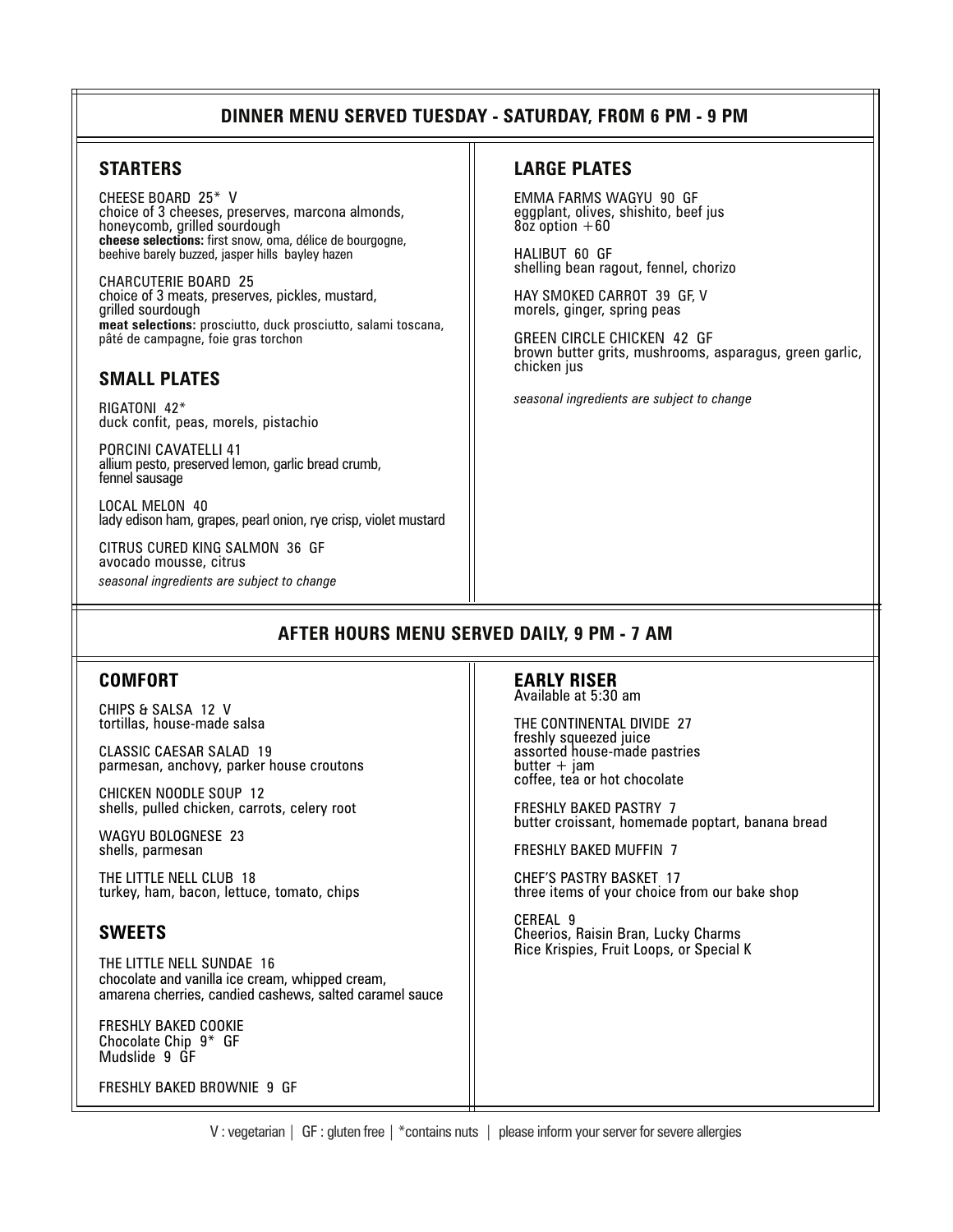## DINNER MENU SERVED TUESDAY - SATURDAY, FROM 6 PM - 9 PM

### STARTERS

CHEESE BOARD 25* V
choice of 3 cheeses, preserves, marcona almonds, honeycomb, grilled sourdough
**cheese selections:** first snow, oma, délice de bourgogne, beehive barely buzzed, jasper hills bayley hazen

CHARCUTERIE BOARD 25
choice of 3 meats, preserves, pickles, mustard, grilled sourdough
**meat selections:** prosciutto, duck prosciutto, salami toscana, pâté de campagne, foie gras torchon

### SMALL PLATES

RIGATONI 42*
duck confit, peas, morels, pistachio

PORCINI CAVATELLI 41
allium pesto, preserved lemon, garlic bread crumb, fennel sausage

LOCAL MELON 40
lady edison ham, grapes, pearl onion, rye crisp, violet mustard

CITRUS CURED KING SALMON 36 GF
avocado mousse, citrus

*seasonal ingredients are subject to change*

### LARGE PLATES

EMMA FARMS WAGYU 90 GF
eggplant, olives, shishito, beef jus
8oz option +60

HALIBUT 60 GF
shelling bean ragout, fennel, chorizo

HAY SMOKED CARROT 39 GF, V
morels, ginger, spring peas

GREEN CIRCLE CHICKEN 42 GF
brown butter grits, mushrooms, asparagus, green garlic, chicken jus

*seasonal ingredients are subject to change*

## AFTER HOURS MENU SERVED DAILY, 9 PM - 7 AM

### COMFORT

CHIPS & SALSA 12 V
tortillas, house-made salsa

CLASSIC CAESAR SALAD 19
parmesan, anchovy, parker house croutons

CHICKEN NOODLE SOUP 12
shells, pulled chicken, carrots, celery root

WAGYU BOLOGNESE 23
shells, parmesan

THE LITTLE NELL CLUB 18
turkey, ham, bacon, lettuce, tomato, chips

### SWEETS

THE LITTLE NELL SUNDAE 16
chocolate and vanilla ice cream, whipped cream, amarena cherries, candied cashews, salted caramel sauce

FRESHLY BAKED COOKIE
Chocolate Chip 9* GF
Mudslide 9 GF

FRESHLY BAKED BROWNIE 9 GF

### EARLY RISER
Available at 5:30 am

THE CONTINENTAL DIVIDE 27
freshly squeezed juice
assorted house-made pastries
butter + jam
coffee, tea or hot chocolate

FRESHLY BAKED PASTRY 7
butter croissant, homemade poptart, banana bread

FRESHLY BAKED MUFFIN 7

CHEF'S PASTRY BASKET 17
three items of your choice from our bake shop

CEREAL 9
Cheerios, Raisin Bran, Lucky Charms
Rice Krispies, Fruit Loops, or Special K

V : vegetarian | GF : gluten free | *contains nuts | please inform your server for severe allergies